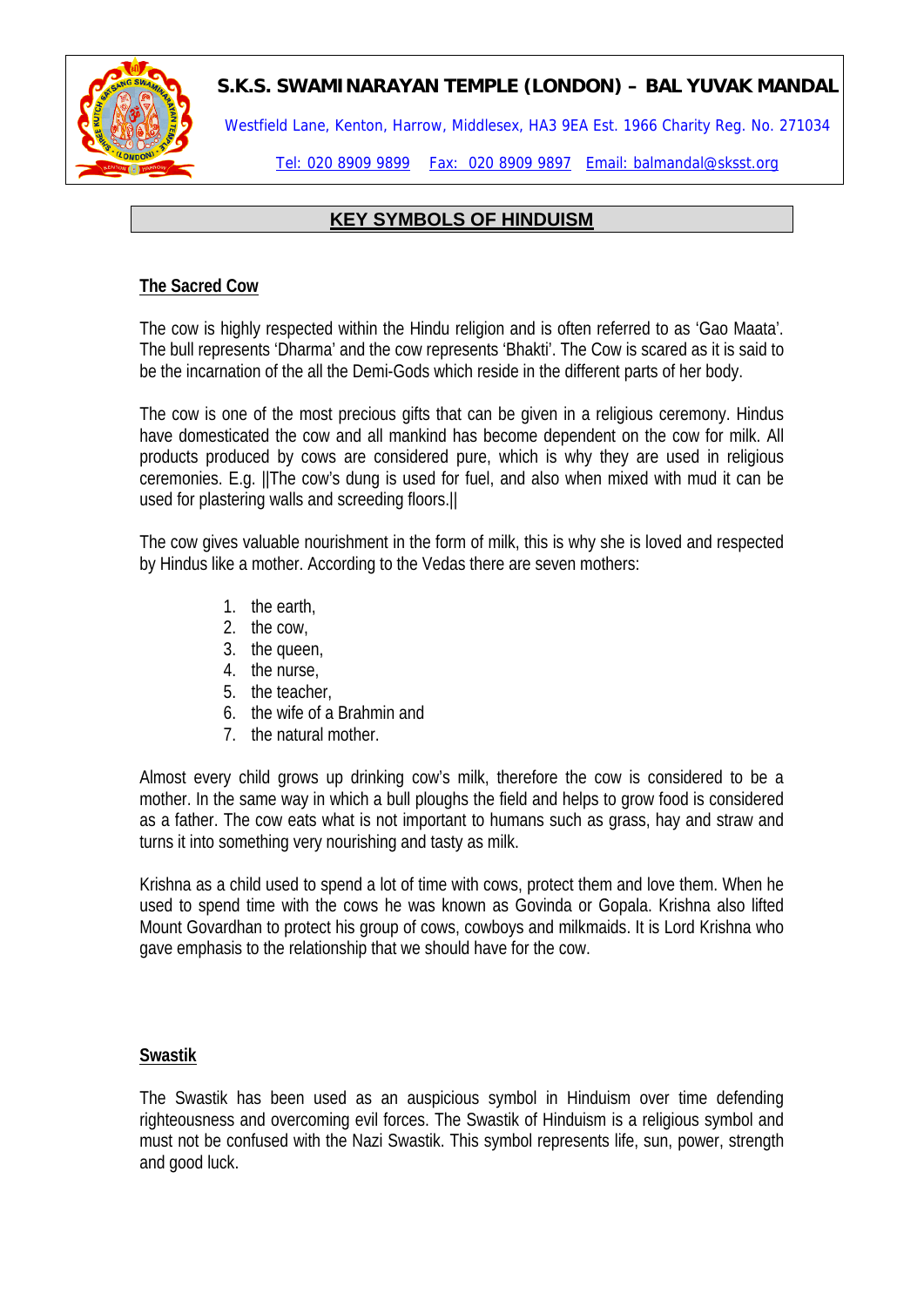**S.K.S. SWAMINARAYAN TEMPLE (LONDON) – BAL YUVAK MANDAL**

Westfield Lane, Kenton, Harrow, Middlesex, HA3 9EA Est. 1966 Charity Reg. No. 271034

Tel: 020 8909 9899 Fax: 020 8909 9897 Email: balmandal@sksst.org

# KEY SYMBOLS OF HINDUISM

## The Sacred Cow

The cow is highly respected within the Hindu religion and is often referred to as 'Gao Maata'. The bull represents 'Dharma' and the cow represents 'Bhakti'. The Cow is scared as it is said to be the incarnation of the all the Demi-Gods which reside in the different parts of her body.

The cow is one of the most precious gifts that can be given in a religious ceremony. Hindus have domesticated the cow and all mankind has become dependent on the cow for milk. All products produced by cows are considered pure, which is why they are used in religious ceremonies. E.g. ||The cow's dung is used for fuel, and also when mixed with mud it can be used for plastering walls and screeding floors.||

The cow gives valuable nourishment in the form of milk, this is why she is loved and respected by Hindus like a mother. According to the Vedas there are seven mothers:

1. the earth,
2. the cow,
3. the queen,
4. the nurse,
5. the teacher,
6. the wife of a Brahmin and
7. the natural mother.

Almost every child grows up drinking cow's milk, therefore the cow is considered to be a mother. In the same way in which a bull ploughs the field and helps to grow food is considered as a father. The cow eats what is not important to humans such as grass, hay and straw and turns it into something very nourishing and tasty as milk.

Krishna as a child used to spend a lot of time with cows, protect them and love them. When he used to spend time with the cows he was known as Govinda or Gopala. Krishna also lifted Mount Govardhan to protect his group of cows, cowboys and milkmaids. It is Lord Krishna who gave emphasis to the relationship that we should have for the cow.

## Swastik

The Swastik has been used as an auspicious symbol in Hinduism over time defending righteousness and overcoming evil forces. The Swastik of Hinduism is a religious symbol and must not be confused with the Nazi Swastik. This symbol represents life, sun, power, strength and good luck.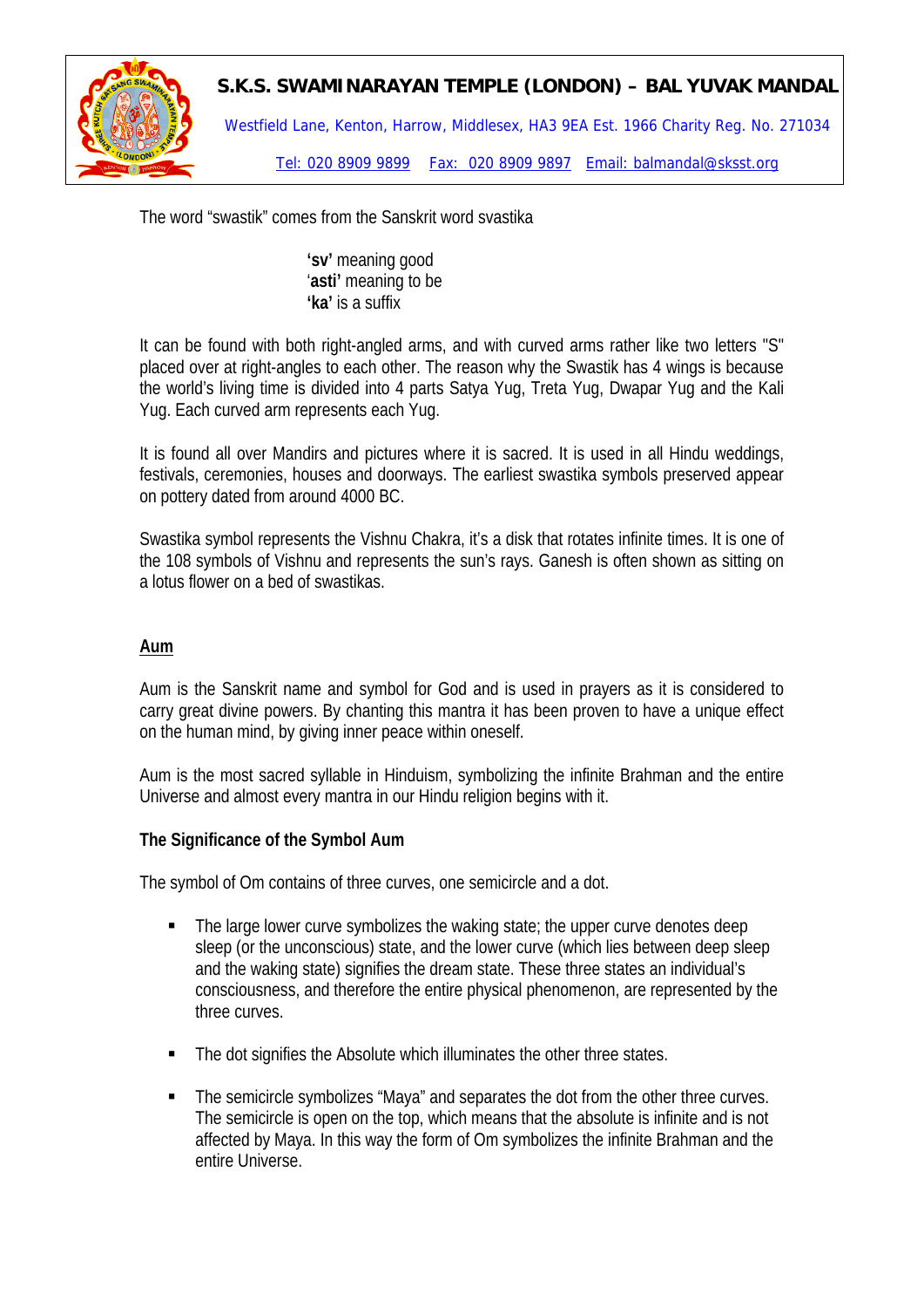The word "swastik" comes from the Sanskrit word svastika

> **'sv'** meaning good
> '**asti'** meaning to be
> **'ka'** is a suffix

It can be found with both right-angled arms, and with curved arms rather like two letters "S" placed over at right-angles to each other. The reason why the Swastik has 4 wings is because the world's living time is divided into 4 parts Satya Yug, Treta Yug, Dwapar Yug and the Kali Yug. Each curved arm represents each Yug.

It is found all over Mandirs and pictures where it is sacred. It is used in all Hindu weddings, festivals, ceremonies, houses and doorways. The earliest swastika symbols preserved appear on pottery dated from around 4000 BC.

Swastika symbol represents the Vishnu Chakra, it's a disk that rotates infinite times. It is one of the 108 symbols of Vishnu and represents the sun's rays. Ganesh is often shown as sitting on a lotus flower on a bed of swastikas.

## Aum

Aum is the Sanskrit name and symbol for God and is used in prayers as it is considered to carry great divine powers. By chanting this mantra it has been proven to have a unique effect on the human mind, by giving inner peace within oneself.

Aum is the most sacred syllable in Hinduism, symbolizing the infinite Brahman and the entire Universe and almost every mantra in our Hindu religion begins with it.

### The Significance of the Symbol Aum

The symbol of Om contains of three curves, one semicircle and a dot.

- The large lower curve symbolizes the waking state; the upper curve denotes deep sleep (or the unconscious) state, and the lower curve (which lies between deep sleep and the waking state) signifies the dream state. These three states an individual's consciousness, and therefore the entire physical phenomenon, are represented by the three curves.
- The dot signifies the Absolute which illuminates the other three states.
- The semicircle symbolizes "Maya" and separates the dot from the other three curves. The semicircle is open on the top, which means that the absolute is infinite and is not affected by Maya. In this way the form of Om symbolizes the infinite Brahman and the entire Universe.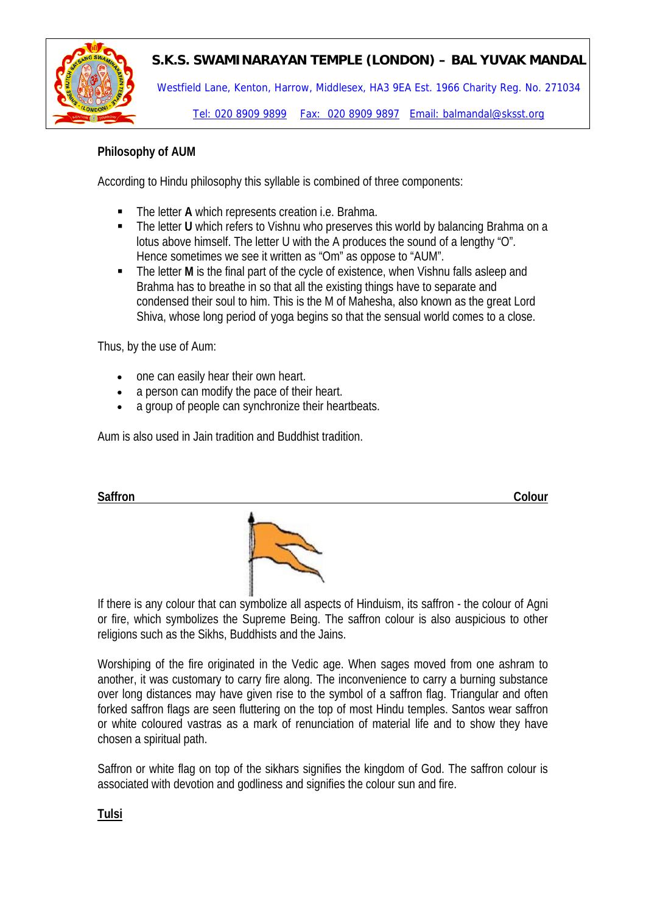**S.K.S. SWAMINARAYAN TEMPLE (LONDON) – BAL YUVAK MANDAL**

Westfield Lane, Kenton, Harrow, Middlesex, HA3 9EA Est. 1966 Charity Reg. No. 271034

Tel: 020 8909 9899 Fax: 020 8909 9897 Email: balmandal@sksst.org

**Philosophy of AUM**

According to Hindu philosophy this syllable is combined of three components:

- The letter **A** which represents creation i.e. Brahma.
- The letter **U** which refers to Vishnu who preserves this world by balancing Brahma on a lotus above himself. The letter U with the A produces the sound of a lengthy "O". Hence sometimes we see it written as "Om" as oppose to "AUM".
- The letter **M** is the final part of the cycle of existence, when Vishnu falls asleep and Brahma has to breathe in so that all the existing things have to separate and condensed their soul to him. This is the M of Mahesha, also known as the great Lord Shiva, whose long period of yoga begins so that the sensual world comes to a close.

Thus, by the use of Aum:

- one can easily hear their own heart.
- a person can modify the pace of their heart.
- a group of people can synchronize their heartbeats.

Aum is also used in Jain tradition and Buddhist tradition.

**Saffron Colour**

If there is any colour that can symbolize all aspects of Hinduism, its saffron - the colour of Agni or fire, which symbolizes the Supreme Being. The saffron colour is also auspicious to other religions such as the Sikhs, Buddhists and the Jains.

Worshiping of the fire originated in the Vedic age. When sages moved from one ashram to another, it was customary to carry fire along. The inconvenience to carry a burning substance over long distances may have given rise to the symbol of a saffron flag. Triangular and often forked saffron flags are seen fluttering on the top of most Hindu temples. Santos wear saffron or white coloured vastras as a mark of renunciation of material life and to show they have chosen a spiritual path.

Saffron or white flag on top of the sikhars signifies the kingdom of God. The saffron colour is associated with devotion and godliness and signifies the colour sun and fire.

**Tulsi**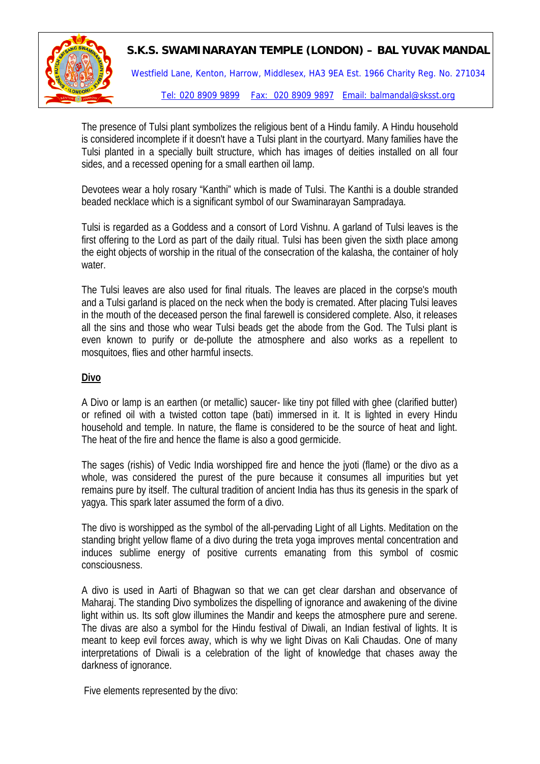The presence of Tulsi plant symbolizes the religious bent of a Hindu family. A Hindu household is considered incomplete if it doesn't have a Tulsi plant in the courtyard. Many families have the Tulsi planted in a specially built structure, which has images of deities installed on all four sides, and a recessed opening for a small earthen oil lamp.

Devotees wear a holy rosary "Kanthi" which is made of Tulsi. The Kanthi is a double stranded beaded necklace which is a significant symbol of our Swaminarayan Sampradaya.

Tulsi is regarded as a Goddess and a consort of Lord Vishnu. A garland of Tulsi leaves is the first offering to the Lord as part of the daily ritual. Tulsi has been given the sixth place among the eight objects of worship in the ritual of the consecration of the kalasha, the container of holy water.

The Tulsi leaves are also used for final rituals. The leaves are placed in the corpse's mouth and a Tulsi garland is placed on the neck when the body is cremated. After placing Tulsi leaves in the mouth of the deceased person the final farewell is considered complete. Also, it releases all the sins and those who wear Tulsi beads get the abode from the God. The Tulsi plant is even known to purify or de-pollute the atmosphere and also works as a repellent to mosquitoes, flies and other harmful insects.

## Divo

A Divo or lamp is an earthen (or metallic) saucer- like tiny pot filled with ghee (clarified butter) or refined oil with a twisted cotton tape (bati) immersed in it. It is lighted in every Hindu household and temple. In nature, the flame is considered to be the source of heat and light. The heat of the fire and hence the flame is also a good germicide.

The sages (rishis) of Vedic India worshipped fire and hence the jyoti (flame) or the divo as a whole, was considered the purest of the pure because it consumes all impurities but yet remains pure by itself. The cultural tradition of ancient India has thus its genesis in the spark of yagya. This spark later assumed the form of a divo.

The divo is worshipped as the symbol of the all-pervading Light of all Lights. Meditation on the standing bright yellow flame of a divo during the treta yoga improves mental concentration and induces sublime energy of positive currents emanating from this symbol of cosmic consciousness.

A divo is used in Aarti of Bhagwan so that we can get clear darshan and observance of Maharaj. The standing Divo symbolizes the dispelling of ignorance and awakening of the divine light within us. Its soft glow illumines the Mandir and keeps the atmosphere pure and serene. The divas are also a symbol for the Hindu festival of Diwali, an Indian festival of lights. It is meant to keep evil forces away, which is why we light Divas on Kali Chaudas. One of many interpretations of Diwali is a celebration of the light of knowledge that chases away the darkness of ignorance.

Five elements represented by the divo: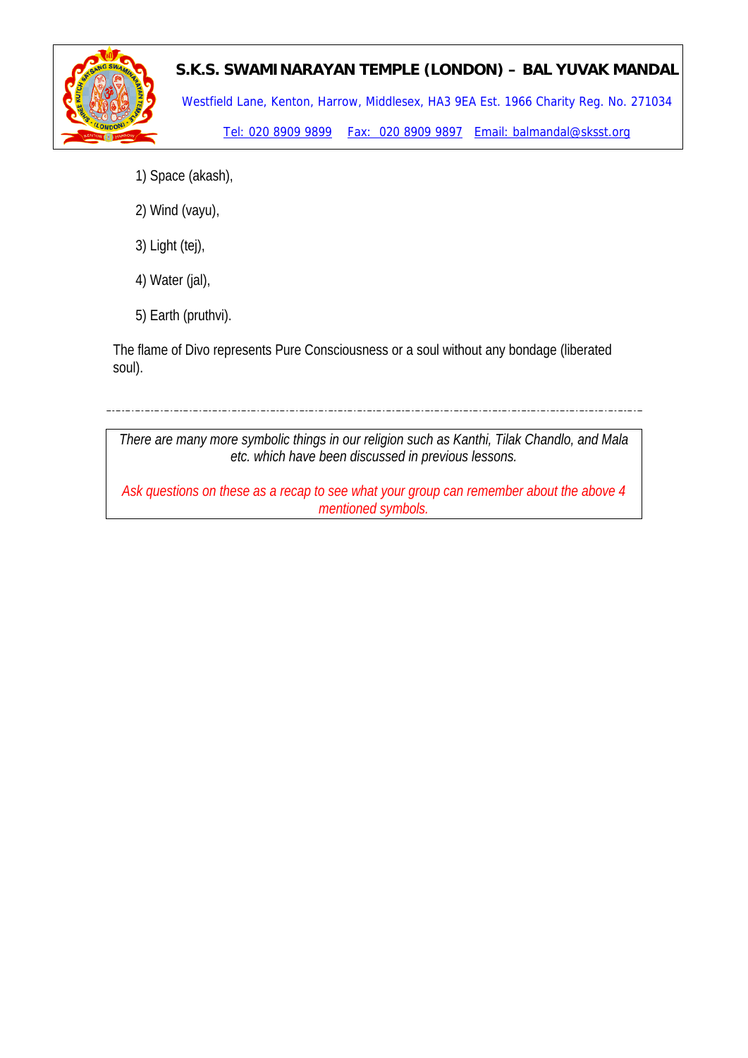1) Space (akash),

2) Wind (vayu),

3) Light (tej),

4) Water (jal),

5) Earth (pruthvi).

The flame of Divo represents Pure Consciousness or a soul without any bondage (liberated soul).

---

*There are many more symbolic things in our religion such as Kanthi, Tilak Chandlo, and Mala etc. which have been discussed in previous lessons.*

*Ask questions on these as a recap to see what your group can remember about the above 4 mentioned symbols.*